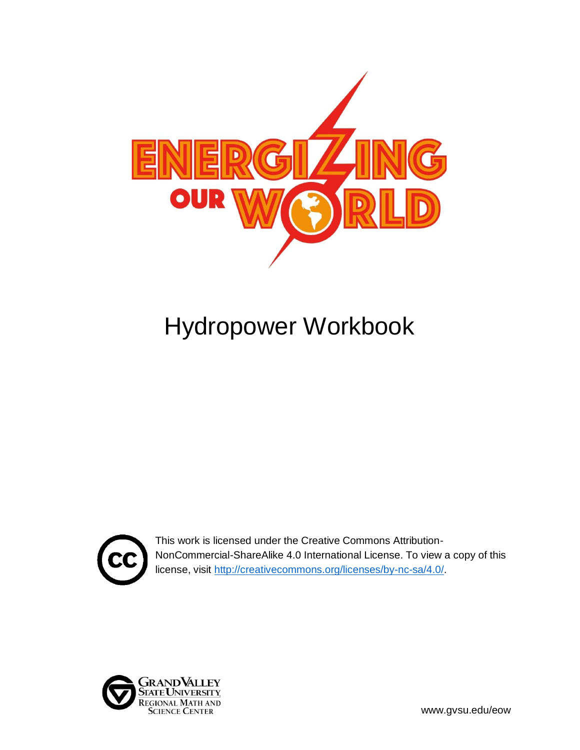# ENERGIZING OUR WORLD

# Hydropower Workbook

This work is licensed under the Creative Commons Attribution-NonCommercial-ShareAlike 4.0 International License. To view a copy of this license, visit http://creativecommons.org/licenses/by-nc-sa/4.0/.

Grand Valley State University Regional Math and Science Center

www.gvsu.edu/eow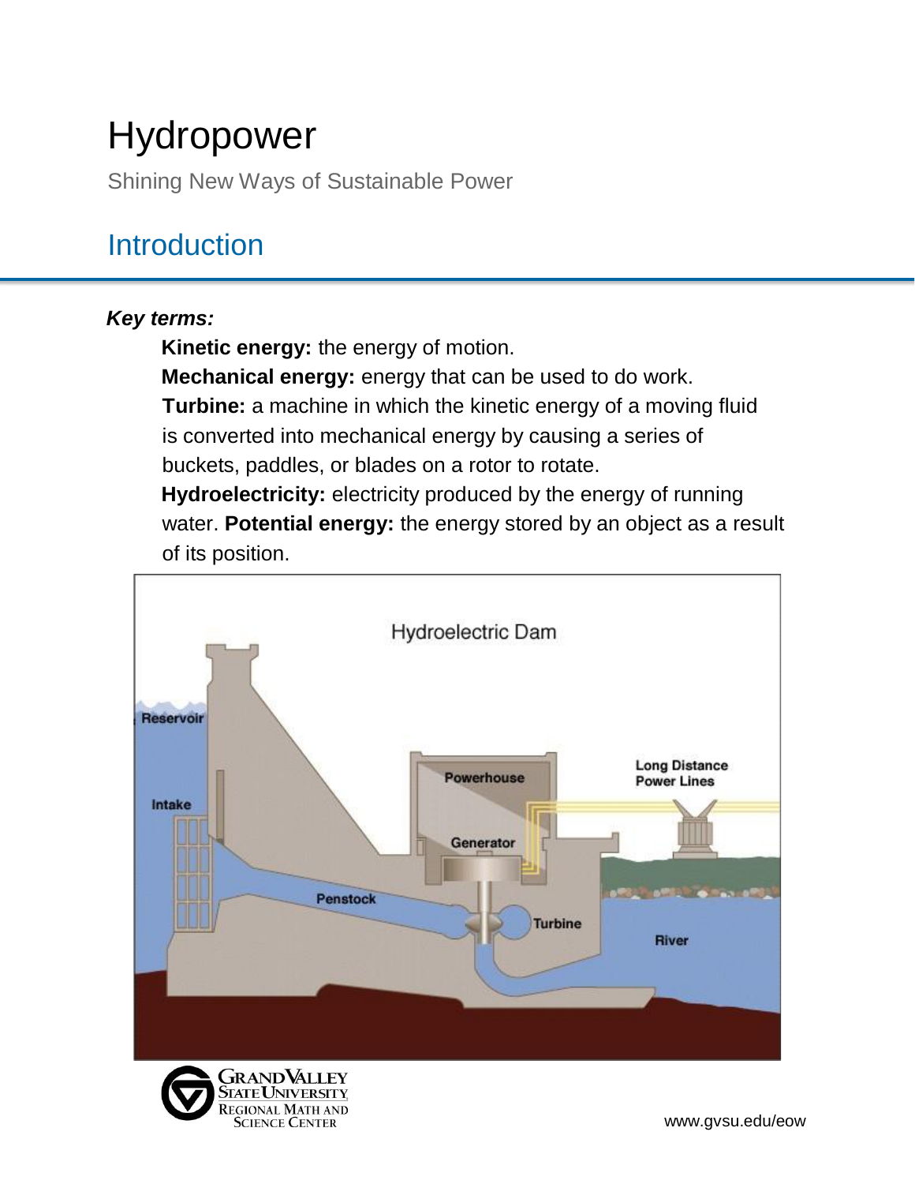# Hydropower

Shining New Ways of Sustainable Power

## Introduction

***Key terms:***

**Kinetic energy:** the energy of motion.

**Mechanical energy:** energy that can be used to do work.

**Turbine:** a machine in which the kinetic energy of a moving fluid is converted into mechanical energy by causing a series of buckets, paddles, or blades on a rotor to rotate.

**Hydroelectricity:** electricity produced by the energy of running water.

**Potential energy:** the energy stored by an object as a result of its position.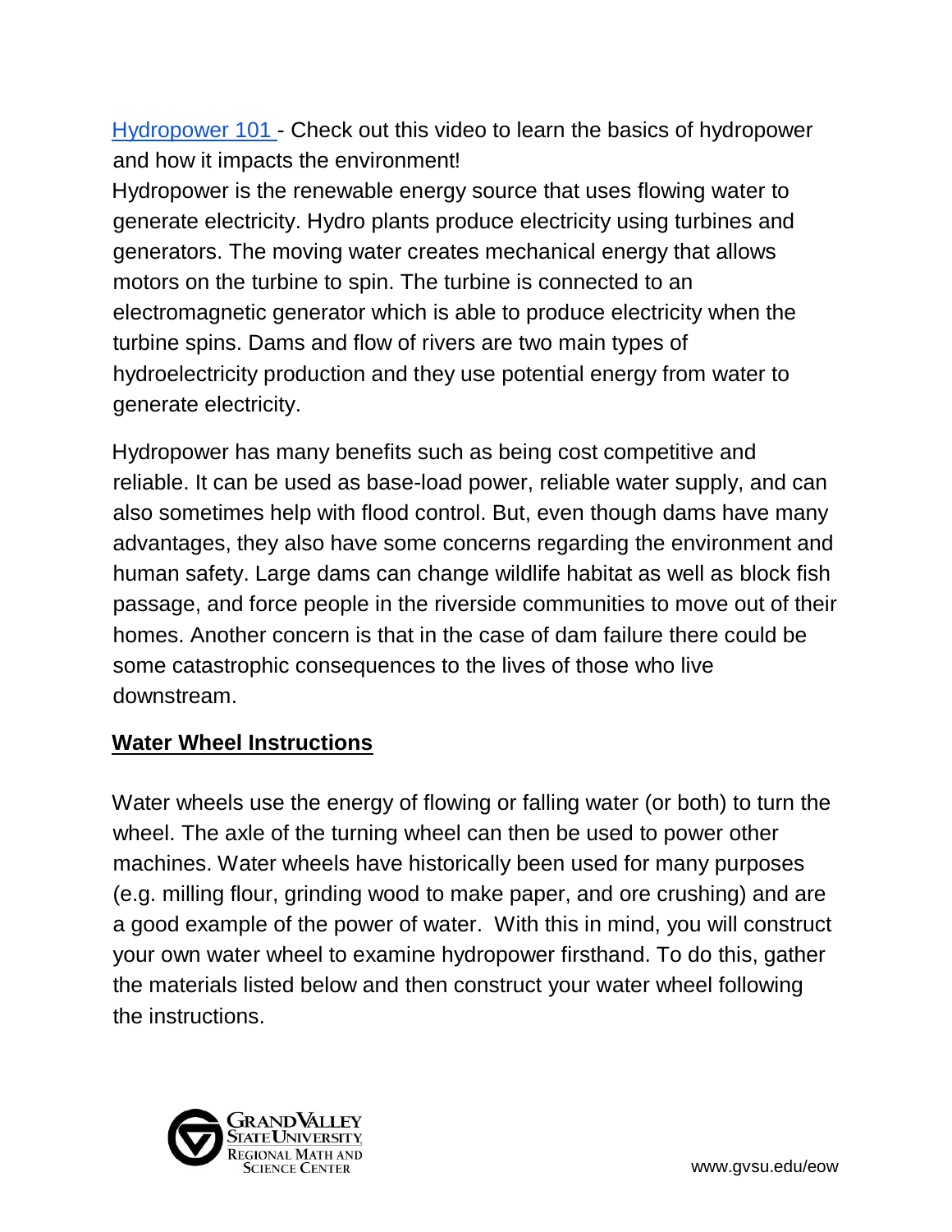Hydropower 101 - Check out this video to learn the basics of hydropower and how it impacts the environment!

Hydropower is the renewable energy source that uses flowing water to generate electricity. Hydro plants produce electricity using turbines and generators. The moving water creates mechanical energy that allows motors on the turbine to spin. The turbine is connected to an electromagnetic generator which is able to produce electricity when the turbine spins. Dams and flow of rivers are two main types of hydroelectricity production and they use potential energy from water to generate electricity.

Hydropower has many benefits such as being cost competitive and reliable. It can be used as base-load power, reliable water supply, and can also sometimes help with flood control. But, even though dams have many advantages, they also have some concerns regarding the environment and human safety. Large dams can change wildlife habitat as well as block fish passage, and force people in the riverside communities to move out of their homes. Another concern is that in the case of dam failure there could be some catastrophic consequences to the lives of those who live downstream.

## Water Wheel Instructions

Water wheels use the energy of flowing or falling water (or both) to turn the wheel. The axle of the turning wheel can then be used to power other machines. Water wheels have historically been used for many purposes (e.g. milling flour, grinding wood to make paper, and ore crushing) and are a good example of the power of water. With this in mind, you will construct your own water wheel to examine hydropower firsthand. To do this, gather the materials listed below and then construct your water wheel following the instructions.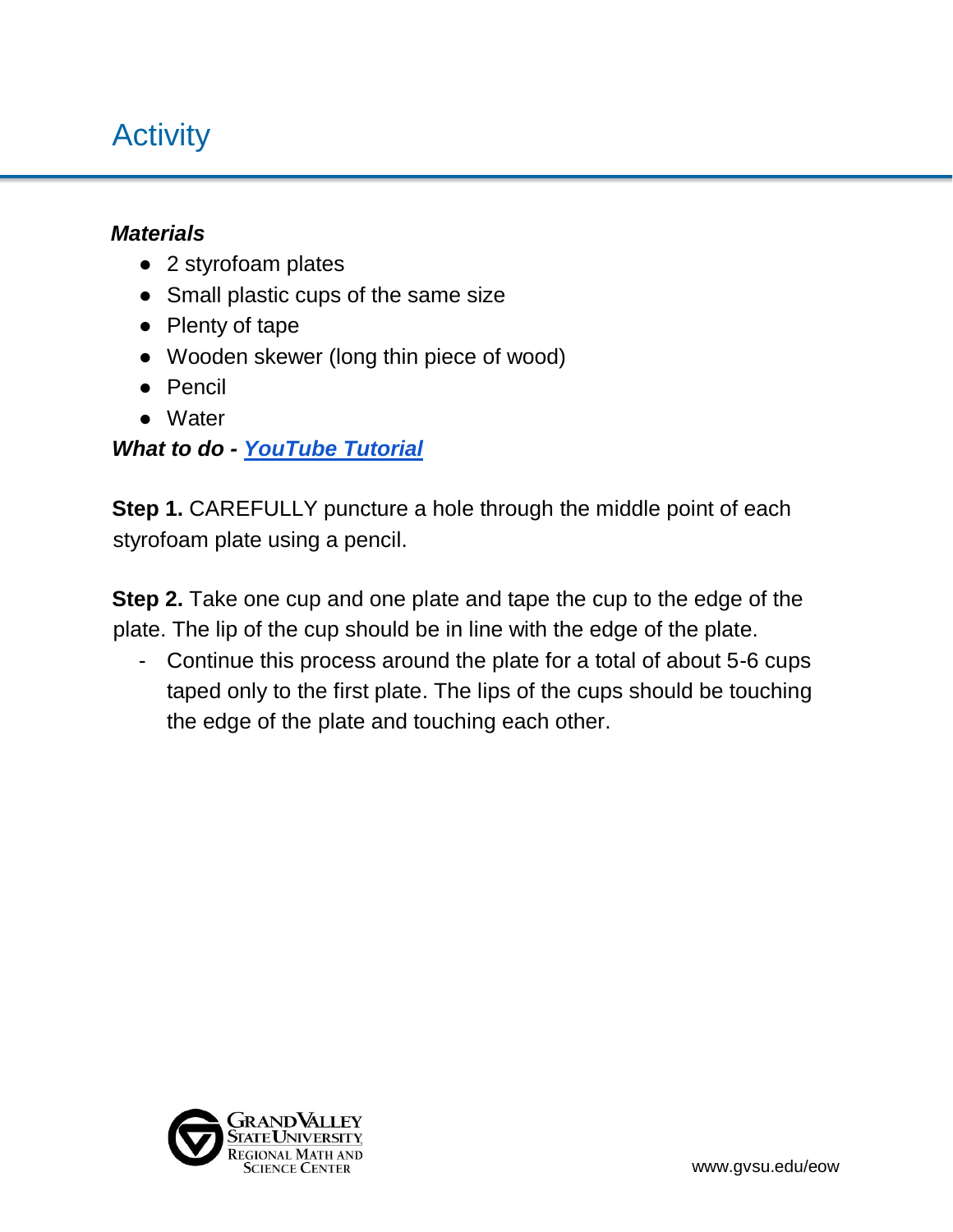# Activity

***Materials***

- 2 styrofoam plates
- Small plastic cups of the same size
- Plenty of tape
- Wooden skewer (long thin piece of wood)
- Pencil
- Water

***What to do - YouTube Tutorial***

**Step 1.** CAREFULLY puncture a hole through the middle point of each styrofoam plate using a pencil.

**Step 2.** Take one cup and one plate and tape the cup to the edge of the plate. The lip of the cup should be in line with the edge of the plate.

- Continue this process around the plate for a total of about 5-6 cups taped only to the first plate. The lips of the cups should be touching the edge of the plate and touching each other.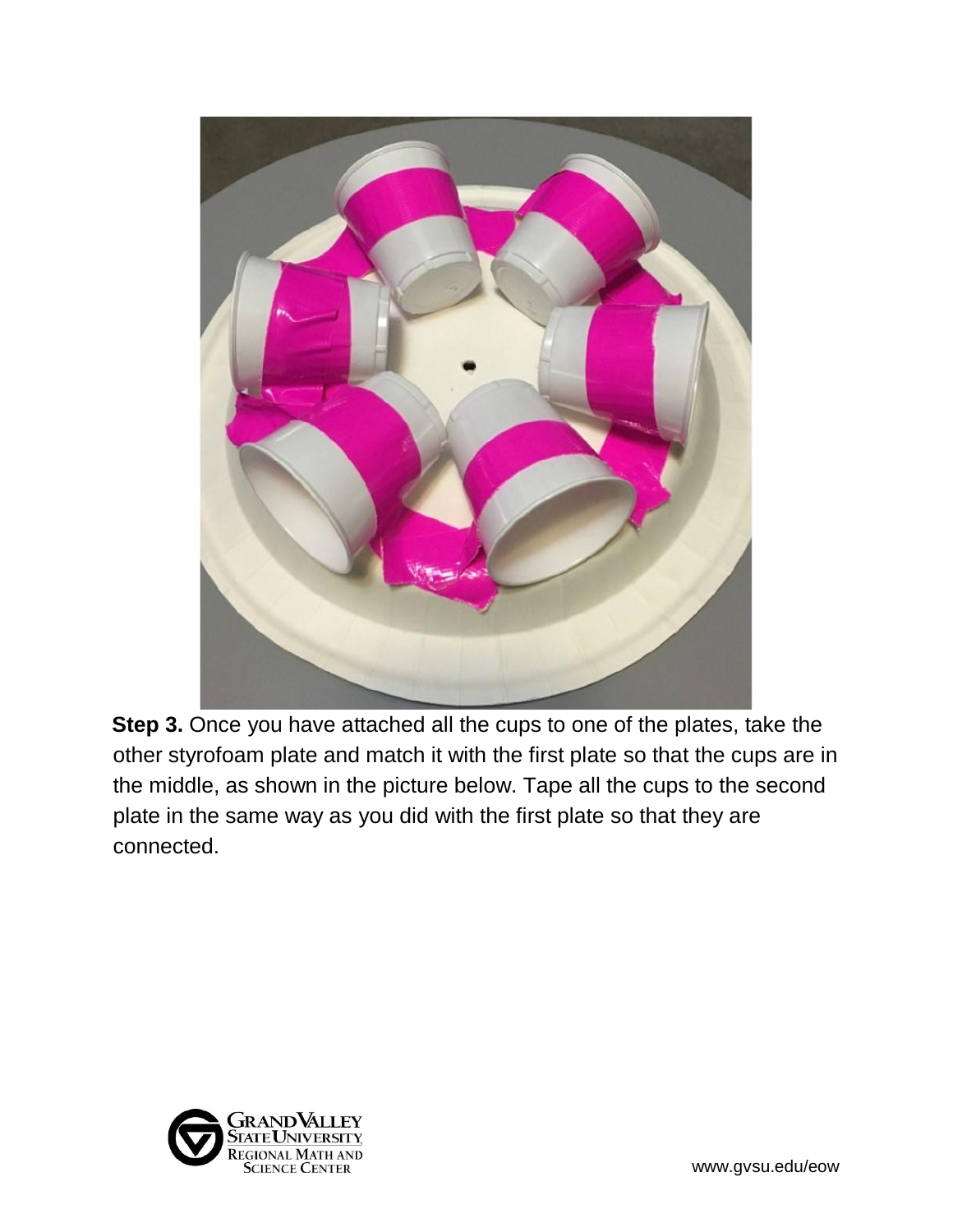**Step 3.** Once you have attached all the cups to one of the plates, take the other styrofoam plate and match it with the first plate so that the cups are in the middle, as shown in the picture below. Tape all the cups to the second plate in the same way as you did with the first plate so that they are connected.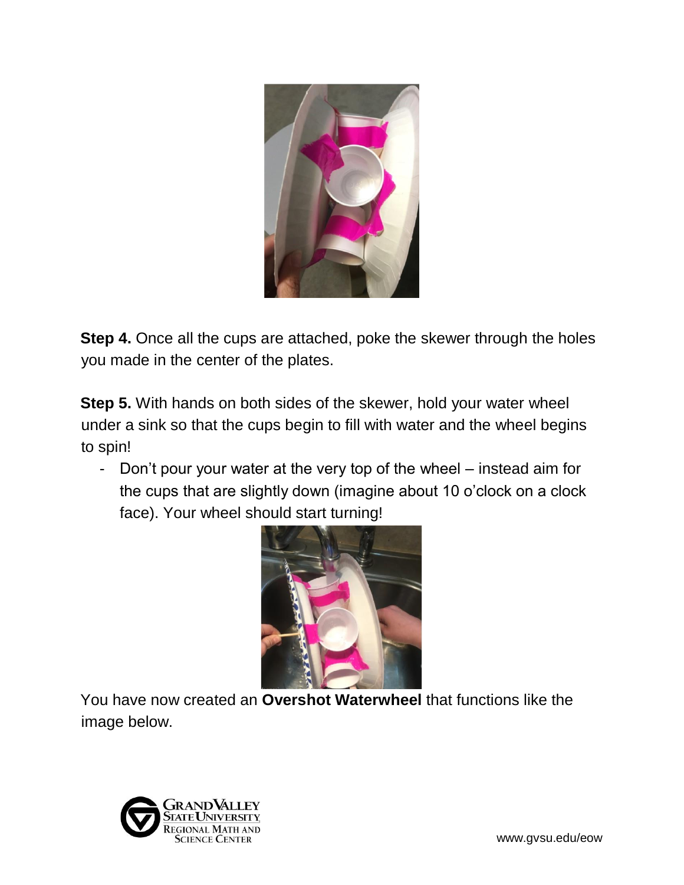**Step 4.** Once all the cups are attached, poke the skewer through the holes you made in the center of the plates.

**Step 5.** With hands on both sides of the skewer, hold your water wheel under a sink so that the cups begin to fill with water and the wheel begins to spin!

- Don't pour your water at the very top of the wheel – instead aim for the cups that are slightly down (imagine about 10 o'clock on a clock face). Your wheel should start turning!

You have now created an **Overshot Waterwheel** that functions like the image below.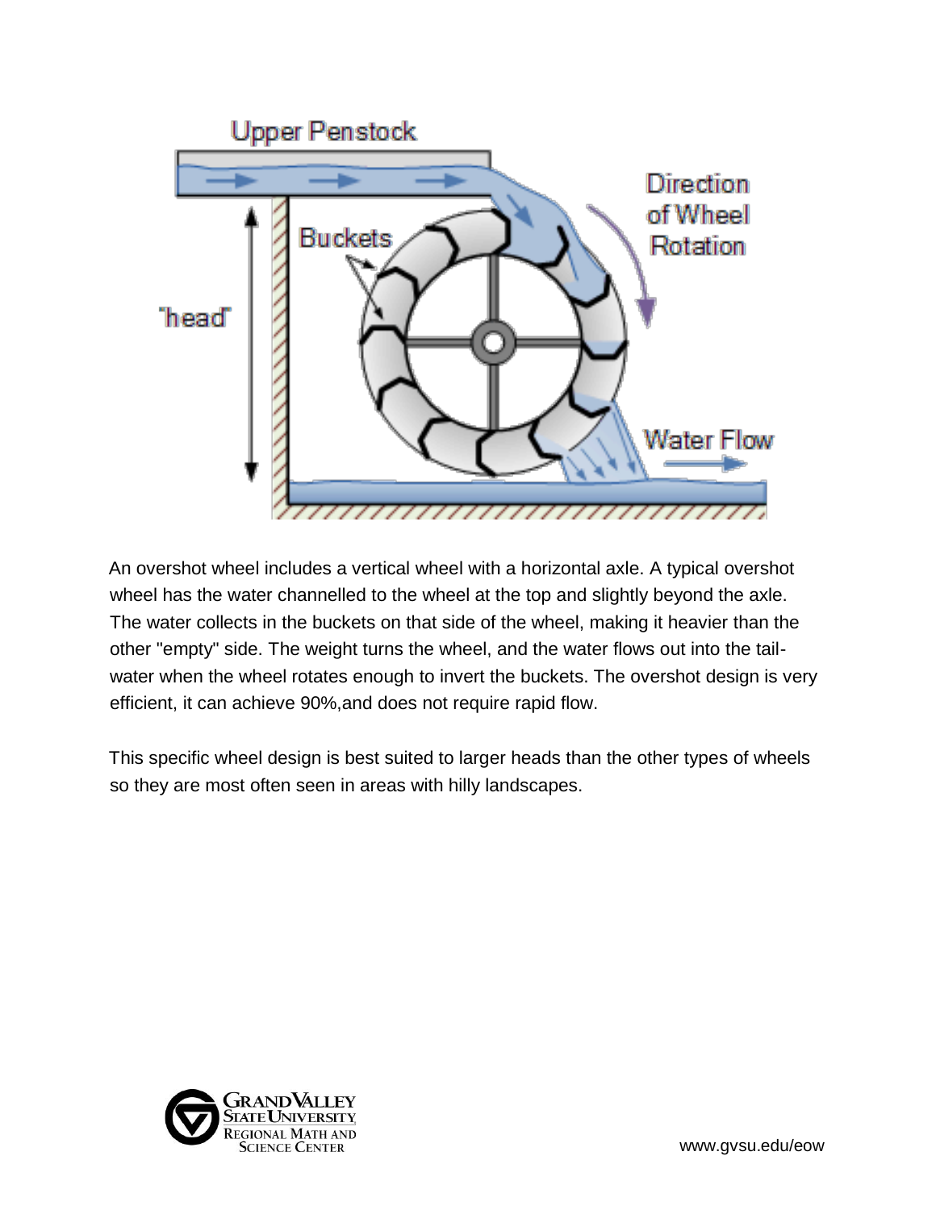An overshot wheel includes a vertical wheel with a horizontal axle. A typical overshot wheel has the water channelled to the wheel at the top and slightly beyond the axle. The water collects in the buckets on that side of the wheel, making it heavier than the other "empty" side. The weight turns the wheel, and the water flows out into the tail-water when the wheel rotates enough to invert the buckets. The overshot design is very efficient, it can achieve 90%,and does not require rapid flow.

This specific wheel design is best suited to larger heads than the other types of wheels so they are most often seen in areas with hilly landscapes.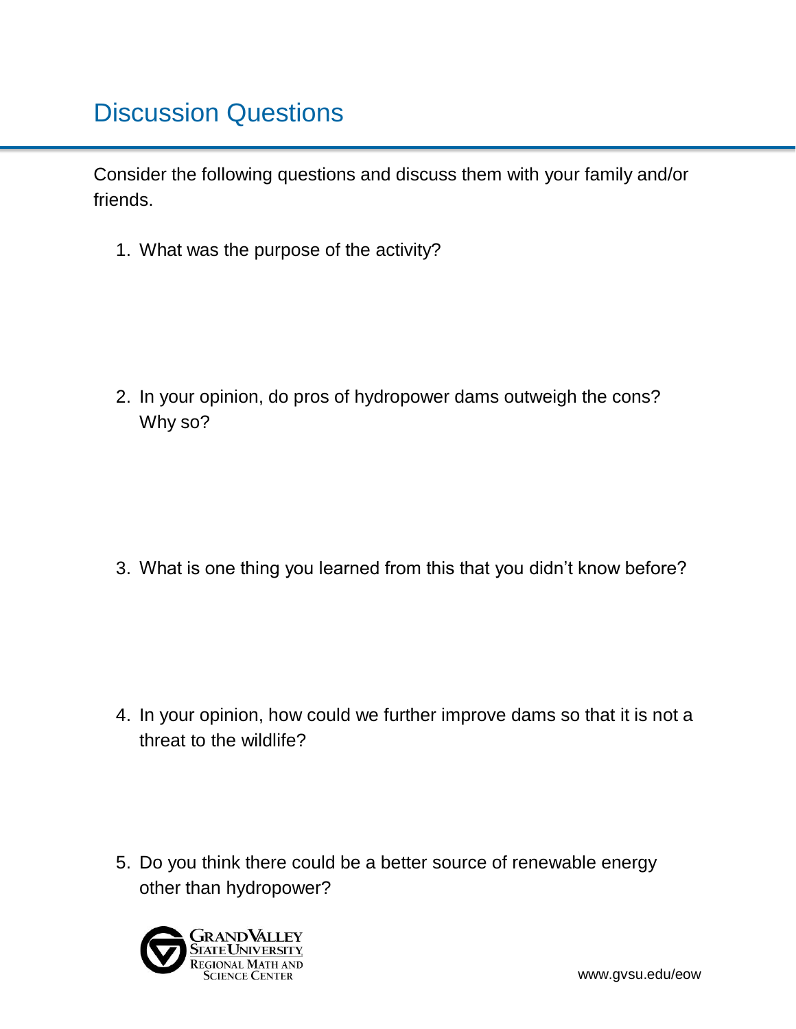# Discussion Questions

Consider the following questions and discuss them with your family and/or friends.

1. What was the purpose of the activity?

2. In your opinion, do pros of hydropower dams outweigh the cons? Why so?

3. What is one thing you learned from this that you didn't know before?

4. In your opinion, how could we further improve dams so that it is not a threat to the wildlife?

5. Do you think there could be a better source of renewable energy other than hydropower?

Grand Valley State University Regional Math and Science Center

www.gvsu.edu/eow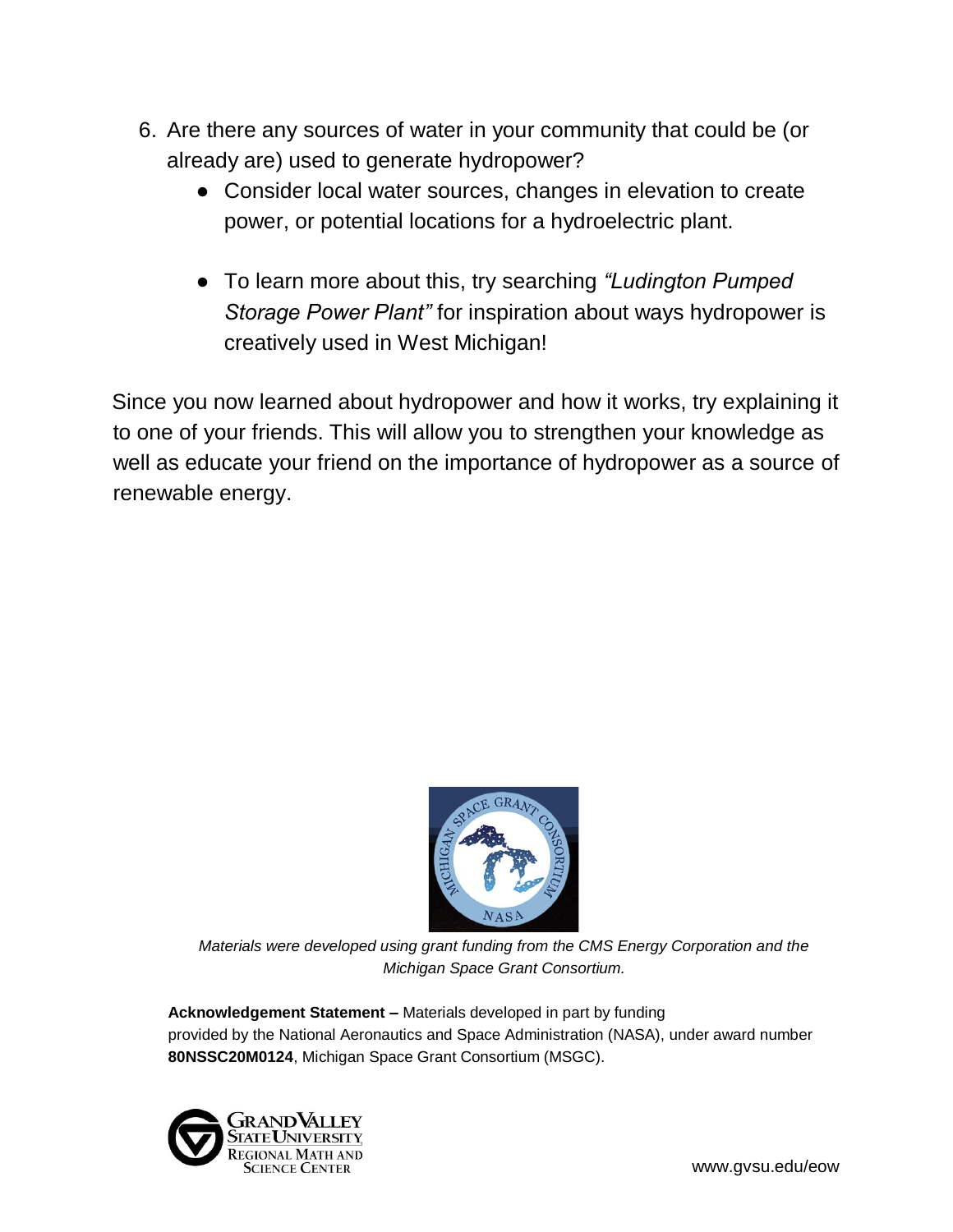6. Are there any sources of water in your community that could be (or already are) used to generate hydropower?
   - Consider local water sources, changes in elevation to create power, or potential locations for a hydroelectric plant.
   - To learn more about this, try searching *"Ludington Pumped Storage Power Plant"* for inspiration about ways hydropower is creatively used in West Michigan!

Since you now learned about hydropower and how it works, try explaining it to one of your friends. This will allow you to strengthen your knowledge as well as educate your friend on the importance of hydropower as a source of renewable energy.

*Materials were developed using grant funding from the CMS Energy Corporation and the Michigan Space Grant Consortium.*

**Acknowledgement Statement –** Materials developed in part by funding provided by the National Aeronautics and Space Administration (NASA), under award number **80NSSC20M0124**, Michigan Space Grant Consortium (MSGC).

Grand Valley State University Regional Math and Science Center

www.gvsu.edu/eow